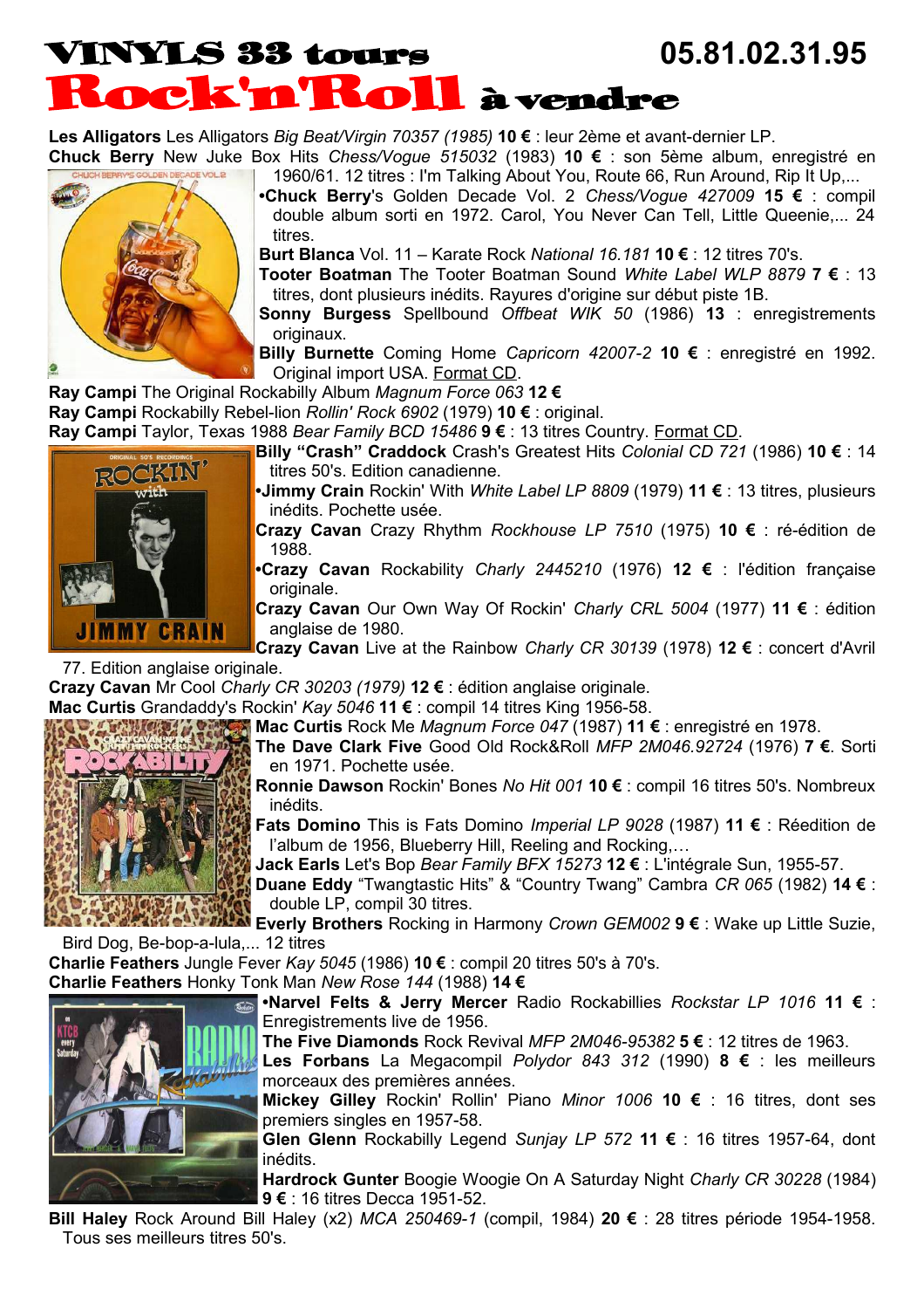# VINYLS 33 tours 05.81.02.31.95

# Rock'n'Roll à vendre

**Les Alligators** Les Alligators *Big Beat/Virgin 70357 (1985)* **10 €** : leur 2ème et avant-dernier LP.

**Chuck Berry** New Juke Box Hits *Chess/Vogue 515032* (1983) **10 €** : son 5ème album, enregistré en 1960/61. 12 titres : I'm Talking About You, Route 66, Run Around, Rip It Up,...

•**Chuck Berry**'s Golden Decade Vol. 2 *Chess/Vogue 427009* **15 €** : compil double album sorti en 1972. Carol, You Never Can Tell, Little Queenie,... 24 titres.

**Burt Blanca** Vol. 11 – Karate Rock *National 16.181* **10 €** : 12 titres 70's.

**Tooter Boatman** The Tooter Boatman Sound *White Label WLP 8879* **7 €** : 13 titres, dont plusieurs inédits. Rayures d'origine sur début piste 1B.

**Sonny Burgess** Spellbound *Offbeat WIK 50* (1986) **13** : enregistrements originaux.

**Billy Burnette** Coming Home *Capricorn 42007-2* **10 €** : enregistré en 1992. Original import USA. Format CD.

**Ray Campi** The Original Rockabilly Album *Magnum Force 063* **12 €**

**Ray Campi** Rockabilly Rebel-lion *Rollin' Rock 6902* (1979) **10 €** : original.

**Ray Campi** Taylor, Texas 1988 *Bear Family BCD 15486* **9 €** : 13 titres Country. Format CD.

**Billy "Crash" Craddock** Crash's Greatest Hits *Colonial CD 721* (1986) **10 €** : 14 titres 50's. Edition canadienne.

•**Jimmy Crain** Rockin' With *White Label LP 8809* (1979) **11 €** : 13 titres, plusieurs inédits. Pochette usée.

**Crazy Cavan** Crazy Rhythm *Rockhouse LP 7510* (1975) **10 €** : ré-édition de 1988.

•**Crazy Cavan** Rockability *Charly 2445210* (1976) **12 €** : l'édition française originale.

**Crazy Cavan** Our Own Way Of Rockin' *Charly CRL 5004* (1977) **11 €** : édition anglaise de 1980.

**Crazy Cavan** Live at the Rainbow *Charly CR 30139* (1978) **12 €** : concert d'Avril 77. Edition anglaise originale.

**Crazy Cavan** Mr Cool *Charly CR 30203 (1979)* **12 €** : édition anglaise originale.

**Mac Curtis** Grandaddy's Rockin' *Kay 5046* **11 €** : compil 14 titres King 1956-58.

**Mac Curtis** Rock Me *Magnum Force 047* (1987) **11 €** : enregistré en 1978.

**The Dave Clark Five** Good Old Rock&Roll *MFP 2M046.92724* (1976) **7 €**. Sorti en 1971. Pochette usée.

**Ronnie Dawson** Rockin' Bones *No Hit 001* **10 €** : compil 16 titres 50's. Nombreux inédits.

**Fats Domino** This is Fats Domino *Imperial LP 9028* (1987) **11 €** : Réédition de l'album de 1956, Blueberry Hill, Reeling and Rocking,…

**Jack Earls** Let's Bop *Bear Family BFX 15273* **12 €** : L'intégrale Sun, 1955-57.

**Duane Eddy** "Twangtastic Hits" & "Country Twang" Cambra *CR 065* (1982) **14 €** : double LP, compil 30 titres.

**Everly Brothers** Rocking in Harmony *Crown GEM002* **9 €** : Wake up Little Suzie, Bird Dog, Be-bop-a-lula,... 12 titres

**Charlie Feathers** Jungle Fever *Kay 5045* (1986) **10 €** : compil 20 titres 50's à 70's.

**Charlie Feathers** Honky Tonk Man *New Rose 144* (1988) **14 €**

•**Narvel Felts & Jerry Mercer** Radio Rockabillies *Rockstar LP 1016* **11 €** : Enregistrements live de 1956.

**The Five Diamonds** Rock Revival *MFP 2M046-95382* **5 €** : 12 titres de 1963.

**Les Forbans** La Megacompil *Polydor 843 312* (1990) **8 €** : les meilleurs morceaux des premières années.

**Mickey Gilley** Rockin' Rollin' Piano *Minor 1006* **10 €** : 16 titres, dont ses premiers singles en 1957-58.

**Glen Glenn** Rockabilly Legend *Sunjay LP 572* **11 €** : 16 titres 1957-64, dont inédits.

**Hardrock Gunter** Boogie Woogie On A Saturday Night *Charly CR 30228* (1984) **9 €** : 16 titres Decca 1951-52.

**Bill Haley** Rock Around Bill Haley (x2) *MCA 250469-1* (compil, 1984) **20 €** : 28 titres période 1954-1958. Tous ses meilleurs titres 50's.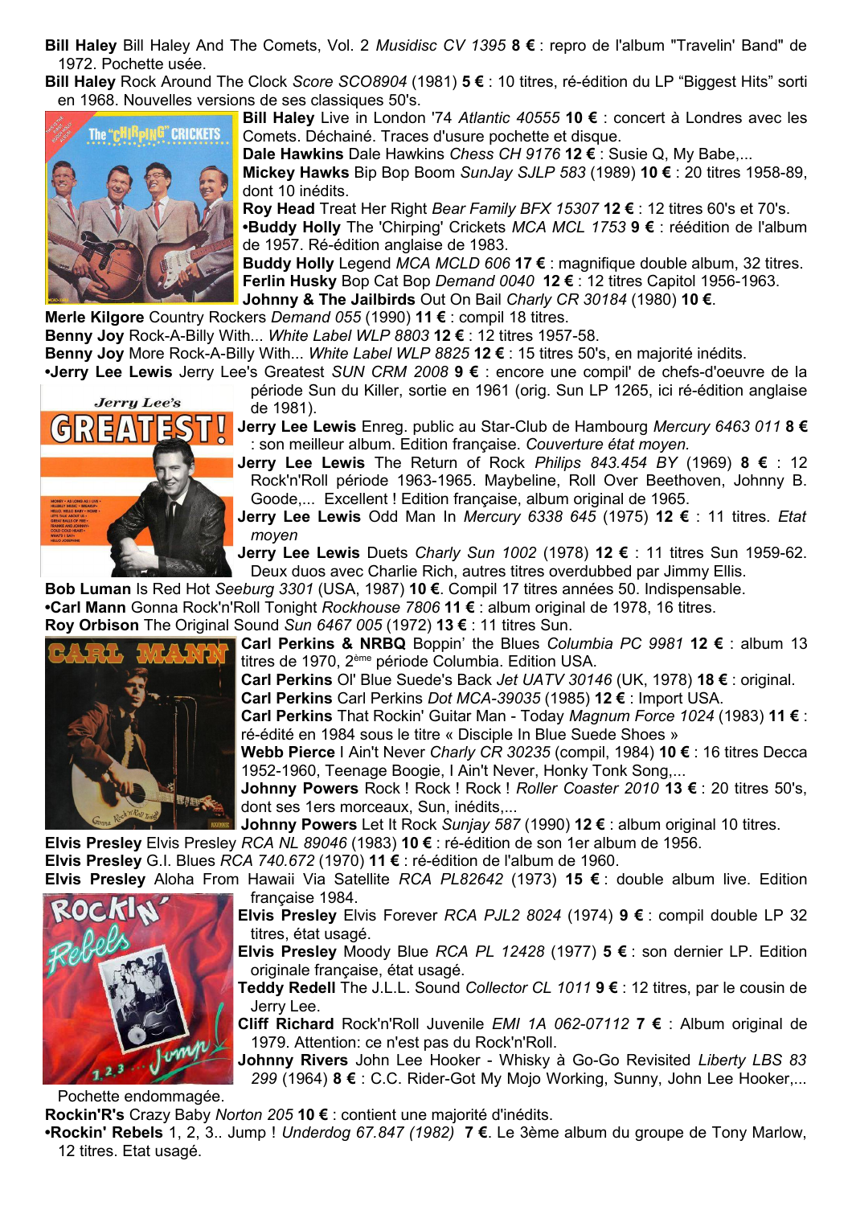**Bill Haley** Bill Haley And The Comets, Vol. 2 *Musidisc CV 1395* **8 €** : repro de l'album "Travelin' Band" de 1972. Pochette usée.

**Bill Haley** Rock Around The Clock *Score SCO8904* (1981) **5 €** : 10 titres, ré-édition du LP “Biggest Hits” sorti en 1968. Nouvelles versions de ses classiques 50's.

**Bill Haley** Live in London '74 *Atlantic 40555* **10 €** : concert à Londres avec les Comets. Déchainé. Traces d'usure pochette et disque.

**Dale Hawkins** Dale Hawkins *Chess CH 9176* **12 €** : Susie Q, My Babe,...

**Mickey Hawks** Bip Bop Boom *SunJay SJLP 583* (1989) **10 €** : 20 titres 1958-89, dont 10 inédits.

**Roy Head** Treat Her Right *Bear Family BFX 15307* **12 €** : 12 titres 60's et 70's.

**•Buddy Holly** The 'Chirping' Crickets *MCA MCL 1753* **9 €** : réédition de l'album de 1957. Ré-édition anglaise de 1983.

**Buddy Holly** Legend *MCA MCLD 606* **17 €** : magnifique double album, 32 titres.

**Ferlin Husky** Bop Cat Bop *Demand 0040* **12 €** : 12 titres Capitol 1956-1963.

**Johnny & The Jailbirds** Out On Bail *Charly CR 30184* (1980) **10 €**.

**Merle Kilgore** Country Rockers *Demand 055* (1990) **11 €** : compil 18 titres.

**Benny Joy** Rock-A-Billy With... *White Label WLP 8803* **12 €** : 12 titres 1957-58.

**Benny Joy** More Rock-A-Billy With... *White Label WLP 8825* **12 €** : 15 titres 50's, en majorité inédits.

**•Jerry Lee Lewis** Jerry Lee's Greatest *SUN CRM 2008* **9 €** : encore une compil' de chefs-d'oeuvre de la période Sun du Killer, sortie en 1961 (orig. Sun LP 1265, ici ré-édition anglaise de 1981).

**Jerry Lee Lewis** Enreg. public au Star-Club de Hambourg *Mercury 6463 011* **8 €** : son meilleur album. Edition française. *Couverture état moyen.*

**Jerry Lee Lewis** The Return of Rock *Philips 843.454 BY* (1969) **8 €** : 12 Rock'n'Roll période 1963-1965. Maybeline, Roll Over Beethoven, Johnny B. Goode,... Excellent ! Edition française, album original de 1965.

**Jerry Lee Lewis** Odd Man In *Mercury 6338 645* (1975) **12 €** : 11 titres. *Etat moyen*

**Jerry Lee Lewis** Duets *Charly Sun 1002* (1978) **12 €** : 11 titres Sun 1959-62. Deux duos avec Charlie Rich, autres titres overdubbed par Jimmy Ellis.

**Bob Luman** Is Red Hot *Seeburg 3301* (USA, 1987) **10 €**. Compil 17 titres années 50. Indispensable.

**•Carl Mann** Gonna Rock'n'Roll Tonight *Rockhouse 7806* **11 €** : album original de 1978, 16 titres.

**Roy Orbison** The Original Sound *Sun 6467 005* (1972) **13 €** : 11 titres Sun.

**Carl Perkins & NRBQ** Boppin' the Blues *Columbia PC 9981* **12 €** : album 13 titres de 1970, 2ème période Columbia. Edition USA.

**Carl Perkins** Ol' Blue Suede's Back *Jet UATV 30146* (UK, 1978) **18 €** : original.

**Carl Perkins** Carl Perkins *Dot MCA-39035* (1985) **12 €** : Import USA.

**Carl Perkins** That Rockin' Guitar Man - Today *Magnum Force 1024* (1983) **11 €** : ré-édité en 1984 sous le titre « Disciple In Blue Suede Shoes »

**Webb Pierce** I Ain't Never *Charly CR 30235* (compil, 1984) **10 €** : 16 titres Decca 1952-1960, Teenage Boogie, I Ain't Never, Honky Tonk Song,...

**Johnny Powers** Rock ! Rock ! Rock ! *Roller Coaster 2010* **13 €** : 20 titres 50's, dont ses 1ers morceaux, Sun, inédits,...

**Johnny Powers** Let It Rock *Sunjay 587* (1990) **12 €** : album original 10 titres.

**Elvis Presley** Elvis Presley *RCA NL 89046* (1983) **10 €** : ré-édition de son 1er album de 1956.

**Elvis Presley** G.I. Blues *RCA 740.672* (1970) **11 €** : ré-édition de l'album de 1960.

**Elvis Presley** Aloha From Hawaii Via Satellite *RCA PL82642* (1973) **15 €** : double album live. Edition française 1984.

**Elvis Presley** Elvis Forever *RCA PJL2 8024* (1974) **9 €** : compil double LP 32 titres, état usagé.

**Elvis Presley** Moody Blue *RCA PL 12428* (1977) **5 €** : son dernier LP. Edition originale française, état usagé.

**Teddy Redell** The J.L.L. Sound *Collector CL 1011* **9 €** : 12 titres, par le cousin de Jerry Lee.

**Cliff Richard** Rock'n'Roll Juvenile *EMI 1A 062-07112* **7 €** : Album original de 1979. Attention: ce n'est pas du Rock'n'Roll.

**Johnny Rivers** John Lee Hooker - Whisky à Go-Go Revisited *Liberty LBS 83 299* (1964) **8 €** : C.C. Rider-Got My Mojo Working, Sunny, John Lee Hooker,... Pochette endommagée.

**Rockin'R's** Crazy Baby *Norton 205* **10 €** : contient une majorité d'inédits.

**•Rockin' Rebels** 1, 2, 3.. Jump ! *Underdog 67.847 (1982)* **7 €**. Le 3ème album du groupe de Tony Marlow, 12 titres. Etat usagé.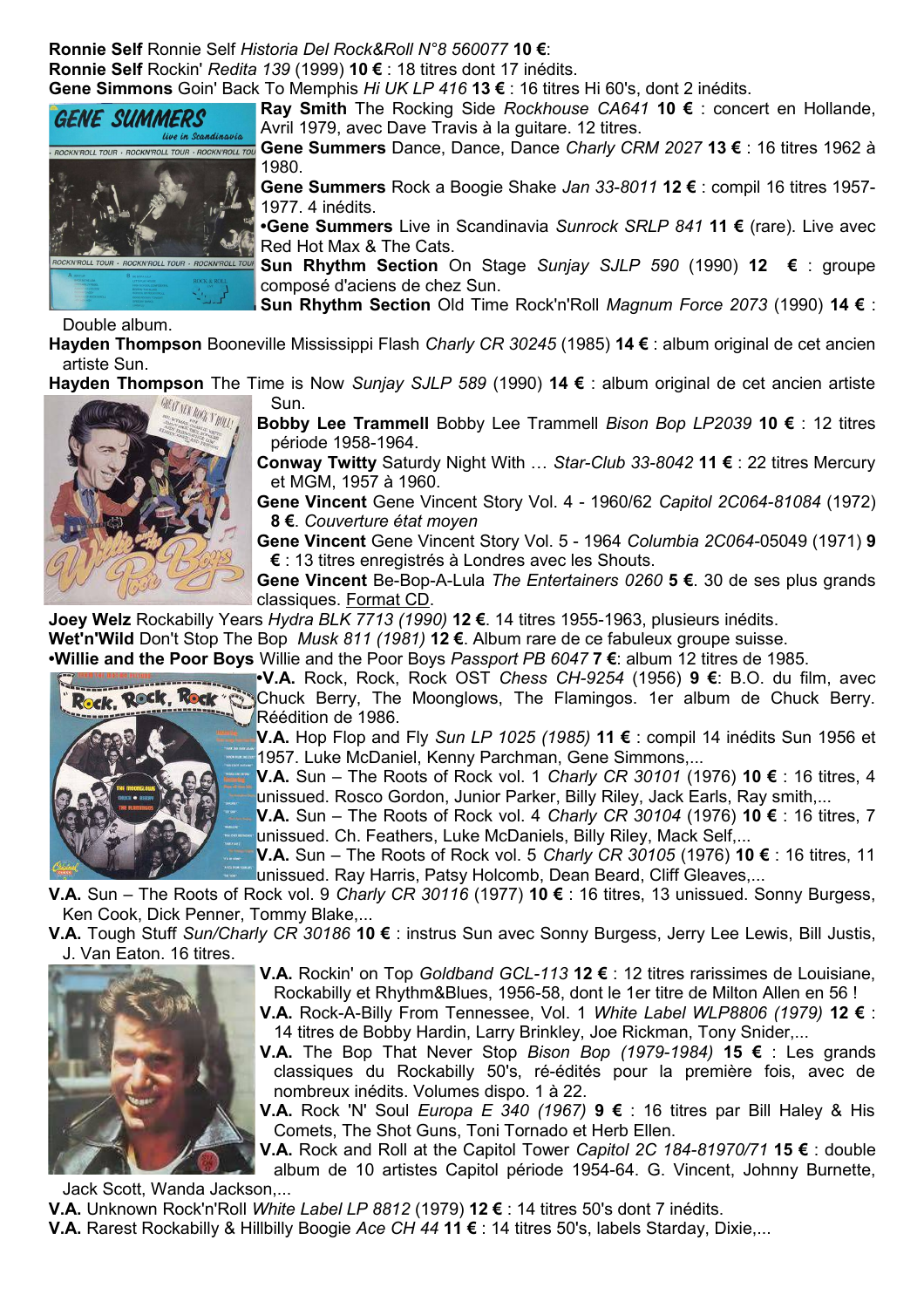**Ronnie Self** Ronnie Self *Historia Del Rock&Roll N°8 560077* **10 €**:

**Ronnie Self** Rockin' *Redita 139* (1999) **10 €** : 18 titres dont 17 inédits.

**Gene Simmons** Goin' Back To Memphis *Hi UK LP 416* **13 €** : 16 titres Hi 60's, dont 2 inédits.

**Ray Smith** The Rocking Side *Rockhouse CA641* **10 €** : concert en Hollande, Avril 1979, avec Dave Travis à la guitare. 12 titres.

**Gene Summers** Dance, Dance, Dance *Charly CRM 2027* **13 €** : 16 titres 1962 à 1980.

**Gene Summers** Rock a Boogie Shake *Jan 33-8011* **12 €** : compil 16 titres 1957-1977. 4 inédits.

**•Gene Summers** Live in Scandinavia *Sunrock SRLP 841* **11 €** (rare). Live avec Red Hot Max & The Cats.

**Sun Rhythm Section** On Stage *Sunjay SJLP 590* (1990) **12 €** : groupe composé d'aciens de chez Sun.

**Sun Rhythm Section** Old Time Rock'n'Roll *Magnum Force 2073* (1990) **14 €** : Double album.

**Hayden Thompson** Booneville Mississippi Flash *Charly CR 30245* (1985) **14 €** : album original de cet ancien artiste Sun.

**Hayden Thompson** The Time is Now *Sunjay SJLP 589* (1990) **14 €** : album original de cet ancien artiste Sun.

**Bobby Lee Trammell** Bobby Lee Trammell *Bison Bop LP2039* **10 €** : 12 titres période 1958-1964.

**Conway Twitty** Saturdy Night With … *Star-Club 33-8042* **11 €** : 22 titres Mercury et MGM, 1957 à 1960.

**Gene Vincent** Gene Vincent Story Vol. 4 - 1960/62 *Capitol 2C064-81084* (1972) **8 €**. *Couverture état moyen*

**Gene Vincent** Gene Vincent Story Vol. 5 - 1964 *Columbia 2C064*-05049 (1971) **9 €** : 13 titres enregistrés à Londres avec les Shouts.

**Gene Vincent** Be-Bop-A-Lula *The Entertainers 0260* **5 €**. 30 de ses plus grands classiques. Format CD.

**Joey Welz** Rockabilly Years *Hydra BLK 7713 (1990)* **12 €**. 14 titres 1955-1963, plusieurs inédits.

**Wet'n'Wild** Don't Stop The Bop *Musk 811 (1981)* **12 €**. Album rare de ce fabuleux groupe suisse.

**•Willie and the Poor Boys** Willie and the Poor Boys *Passport PB 6047* **7 €**: album 12 titres de 1985.

**•V.A.** Rock, Rock, Rock OST *Chess CH-9254* (1956) **9 €**: B.O. du film, avec Chuck Berry, The Moonglows, The Flamingos. 1er album de Chuck Berry. Réédition de 1986.

**V.A.** Hop Flop and Fly *Sun LP 1025 (1985)* **11 €** : compil 14 inédits Sun 1956 et 1957. Luke McDaniel, Kenny Parchman, Gene Simmons,...

**V.A.** Sun – The Roots of Rock vol. 1 *Charly CR 30101* (1976) **10 €** : 16 titres, 4 unissued. Rosco Gordon, Junior Parker, Billy Riley, Jack Earls, Ray smith,...

**V.A.** Sun – The Roots of Rock vol. 4 *Charly CR 30104* (1976) **10 €** : 16 titres, 7 unissued. Ch. Feathers, Luke McDaniels, Billy Riley, Mack Self,...

**V.A.** Sun – The Roots of Rock vol. 5 *Charly CR 30105* (1976) **10 €** : 16 titres, 11 unissued. Ray Harris, Patsy Holcomb, Dean Beard, Cliff Gleaves,...

**V.A.** Sun – The Roots of Rock vol. 9 *Charly CR 30116* (1977) **10 €** : 16 titres, 13 unissued. Sonny Burgess, Ken Cook, Dick Penner, Tommy Blake,...

**V.A.** Tough Stuff *Sun/Charly CR 30186* **10 €** : instrus Sun avec Sonny Burgess, Jerry Lee Lewis, Bill Justis, J. Van Eaton. 16 titres.

**V.A.** Rockin' on Top *Goldband GCL-113* **12 €** : 12 titres rarissimes de Louisiane, Rockabilly et Rhythm&Blues, 1956-58, dont le 1er titre de Milton Allen en 56 !

**V.A.** Rock-A-Billy From Tennessee, Vol. 1 *White Label WLP8806 (1979)* **12 €** : 14 titres de Bobby Hardin, Larry Brinkley, Joe Rickman, Tony Snider,...

**V.A.** The Bop That Never Stop *Bison Bop (1979-1984)* **15 €** : Les grands classiques du Rockabilly 50's, ré-édités pour la première fois, avec de nombreux inédits. Volumes dispo. 1 à 22.

**V.A.** Rock 'N' Soul *Europa E 340 (1967)* **9 €** : 16 titres par Bill Haley & His Comets, The Shot Guns, Toni Tornado et Herb Ellen.

**V.A.** Rock and Roll at the Capitol Tower *Capitol 2C 184-81970/71* **15 €** : double album de 10 artistes Capitol période 1954-64. G. Vincent, Johnny Burnette, Jack Scott, Wanda Jackson,...

**V.A.** Unknown Rock'n'Roll *White Label LP 8812* (1979) **12 €** : 14 titres 50's dont 7 inédits.

**V.A.** Rarest Rockabilly & Hillbilly Boogie *Ace CH 44* **11 €** : 14 titres 50's, labels Starday, Dixie,...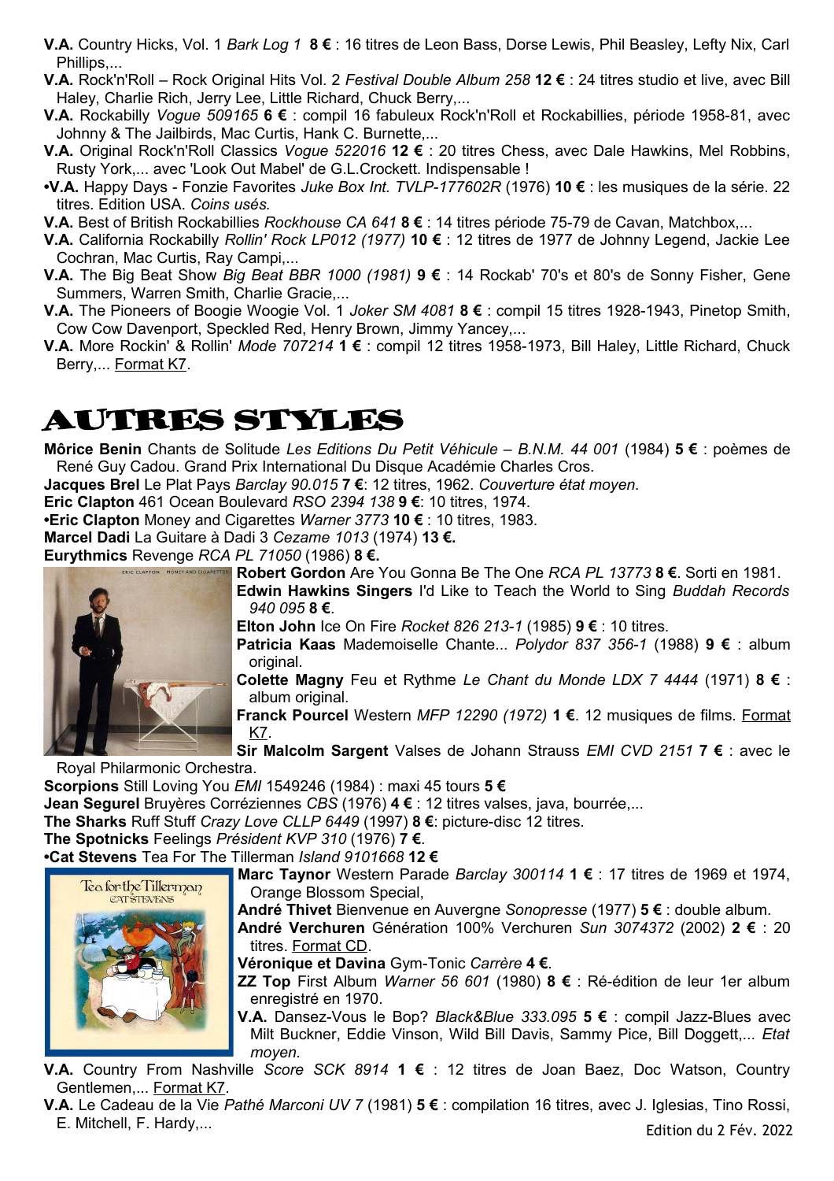**V.A.** Country Hicks, Vol. 1 *Bark Log 1* **8 €** : 16 titres de Leon Bass, Dorse Lewis, Phil Beasley, Lefty Nix, Carl Phillips,...

**V.A.** Rock'n'Roll – Rock Original Hits Vol. 2 *Festival Double Album 258* **12 €** : 24 titres studio et live, avec Bill Haley, Charlie Rich, Jerry Lee, Little Richard, Chuck Berry,...

**V.A.** Rockabilly *Vogue 509165* **6 €** : compil 16 fabuleux Rock'n'Roll et Rockabillies, période 1958-81, avec Johnny & The Jailbirds, Mac Curtis, Hank C. Burnette,...

**V.A.** Original Rock'n'Roll Classics *Vogue 522016* **12 €** : 20 titres Chess, avec Dale Hawkins, Mel Robbins, Rusty York,... avec 'Look Out Mabel' de G.L.Crockett. Indispensable !

**•V.A.** Happy Days - Fonzie Favorites *Juke Box Int. TVLP-177602R* (1976) **10 €** : les musiques de la série. 22 titres. Edition USA. *Coins usés.*

**V.A.** Best of British Rockabillies *Rockhouse CA 641* **8 €** : 14 titres période 75-79 de Cavan, Matchbox,...

**V.A.** California Rockabilly *Rollin' Rock LP012 (1977)* **10 €** : 12 titres de 1977 de Johnny Legend, Jackie Lee Cochran, Mac Curtis, Ray Campi,...

**V.A.** The Big Beat Show *Big Beat BBR 1000 (1981)* **9 €** : 14 Rockab' 70's et 80's de Sonny Fisher, Gene Summers, Warren Smith, Charlie Gracie,...

**V.A.** The Pioneers of Boogie Woogie Vol. 1 *Joker SM 4081* **8 €** : compil 15 titres 1928-1943, Pinetop Smith, Cow Cow Davenport, Speckled Red, Henry Brown, Jimmy Yancey,...

**V.A.** More Rockin' & Rollin' *Mode 707214* **1 €** : compil 12 titres 1958-1973, Bill Haley, Little Richard, Chuck Berry,... Format K7.

# AUTRES STYLES

**Môrice Benin** Chants de Solitude *Les Editions Du Petit Véhicule – B.N.M. 44 001* (1984) **5 €** : poèmes de René Guy Cadou. Grand Prix International Du Disque Académie Charles Cros.

**Jacques Brel** Le Plat Pays *Barclay 90.015* **7 €**: 12 titres, 1962. *Couverture état moyen.*

**Eric Clapton** 461 Ocean Boulevard *RSO 2394 138* **9 €**: 10 titres, 1974.

**•Eric Clapton** Money and Cigarettes *Warner 3773* **10 €** : 10 titres, 1983.

**Marcel Dadi** La Guitare à Dadi 3 *Cezame 1013* (1974) **13 €.**

**Eurythmics** Revenge *RCA PL 71050* (1986) **8 €.**

**Robert Gordon** Are You Gonna Be The One *RCA PL 13773* **8 €**. Sorti en 1981.

**Edwin Hawkins Singers** I'd Like to Teach the World to Sing *Buddah Records 940 095* **8 €**.

**Elton John** Ice On Fire *Rocket 826 213-1* (1985) **9 €** : 10 titres.

**Patricia Kaas** Mademoiselle Chante... *Polydor 837 356-1* (1988) **9 €** : album original.

**Colette Magny** Feu et Rythme *Le Chant du Monde LDX 7 4444* (1971) **8 €** : album original.

**Franck Pourcel** Western *MFP 12290 (1972)* **1 €**. 12 musiques de films. Format K7.

**Sir Malcolm Sargent** Valses de Johann Strauss *EMI CVD 2151* **7 €** : avec le Royal Philarmonic Orchestra.

**Scorpions** Still Loving You *EMI* 1549246 (1984) : maxi 45 tours **5 €**

**Jean Segurel** Bruyères Corréziennes *CBS* (1976) **4 €** : 12 titres valses, java, bourrée,...

**The Sharks** Ruff Stuff *Crazy Love CLLP 6449* (1997) **8 €**: picture-disc 12 titres.

**The Spotnicks** Feelings *Président KVP 310* (1976) **7 €**.

**•Cat Stevens** Tea For The Tillerman *Island 9101668* **12 €**

**Marc Taynor** Western Parade *Barclay 300114* **1 €** : 17 titres de 1969 et 1974, Orange Blossom Special,

**André Thivet** Bienvenue en Auvergne *Sonopresse* (1977) **5 €** : double album.

**André Verchuren** Génération 100% Verchuren *Sun 3074372* (2002) **2 €** : 20 titres. Format CD.

**Véronique et Davina** Gym-Tonic *Carrère* **4 €**.

**ZZ Top** First Album *Warner 56 601* (1980) **8 €** : Ré-édition de leur 1er album enregistré en 1970.

**V.A.** Dansez-Vous le Bop? *Black&Blue 333.095* **5 €** : compil Jazz-Blues avec Milt Buckner, Eddie Vinson, Wild Bill Davis, Sammy Pice, Bill Doggett,... *Etat moyen.*

**V.A.** Country From Nashville *Score SCK 8914* **1 €** : 12 titres de Joan Baez, Doc Watson, Country Gentlemen,... Format K7.

**V.A.** Le Cadeau de la Vie *Pathé Marconi UV 7* (1981) **5 €** : compilation 16 titres, avec J. Iglesias, Tino Rossi, E. Mitchell, F. Hardy,...

Edition du 2 Fév. 2022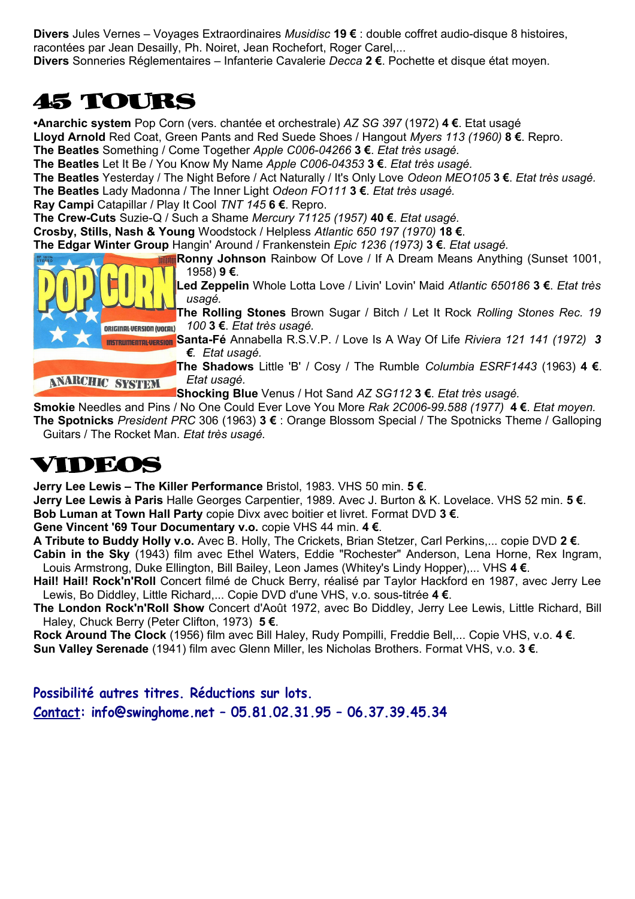**Divers** Jules Vernes – Voyages Extraordinaires *Musidisc* **19 €** : double coffret audio-disque 8 histoires, racontées par Jean Desailly, Ph. Noiret, Jean Rochefort, Roger Carel,...
**Divers** Sonneries Réglementaires – Infanterie Cavalerie *Decca* **2 €**. Pochette et disque état moyen.

# 45 TOURS

**•Anarchic system** Pop Corn (vers. chantée et orchestrale) *AZ SG 397* (1972) **4 €**. Etat usagé
**Lloyd Arnold** Red Coat, Green Pants and Red Suede Shoes / Hangout *Myers 113 (1960)* **8 €**. Repro.
**The Beatles** Something / Come Together *Apple C006-04266* **3 €**. *Etat très usagé.*
**The Beatles** Let It Be / You Know My Name *Apple C006-04353* **3 €**. *Etat très usagé.*
**The Beatles** Yesterday / The Night Before / Act Naturally / It's Only Love *Odeon MEO105* **3 €**. *Etat très usagé.*
**The Beatles** Lady Madonna / The Inner Light *Odeon FO111* **3 €**. *Etat très usagé.*
**Ray Campi** Catapillar / Play It Cool *TNT 145* **6 €**. Repro.
**The Crew-Cuts** Suzie-Q / Such a Shame *Mercury 71125 (1957)* **40 €**. *Etat usagé.*
**Crosby, Stills, Nash & Young** Woodstock / Helpless *Atlantic 650 197 (1970)* **18 €**.
**The Edgar Winter Group** Hangin' Around / Frankenstein *Epic 1236 (1973)* **3 €**. *Etat usagé.*
**Ronny Johnson** Rainbow Of Love / If A Dream Means Anything (Sunset 1001, 1958) **9 €**.
**Led Zeppelin** Whole Lotta Love / Livin' Lovin' Maid *Atlantic 650186* **3 €**. *Etat très usagé.*
**The Rolling Stones** Brown Sugar / Bitch / Let It Rock *Rolling Stones Rec. 19 100* **3 €**. *Etat très usagé.*
**Santa-Fé** Annabella R.S.V.P. / Love Is A Way Of Life *Riviera 121 141 (1972)* ***3 €***. *Etat usagé.*
**The Shadows** Little 'B' / Cosy / The Rumble *Columbia ESRF1443* (1963) **4 €**. *Etat usagé.*
**Shocking Blue** Venus / Hot Sand *AZ SG112* **3 €**. *Etat très usagé.*
**Smokie** Needles and Pins / No One Could Ever Love You More *Rak 2C006-99.588 (1977)* **4 €**. *Etat moyen.*
**The Spotnicks** *President PRC* 306 (1963) **3 €** : Orange Blossom Special / The Spotnicks Theme / Galloping Guitars / The Rocket Man. *Etat très usagé.*

# VIDEOS

**Jerry Lee Lewis – The Killer Performance** Bristol, 1983. VHS 50 min. **5 €**.
**Jerry Lee Lewis à Paris** Halle Georges Carpentier, 1989. Avec J. Burton & K. Lovelace. VHS 52 min. **5 €**.
**Bob Luman at Town Hall Party** copie Divx avec boitier et livret. Format DVD **3 €**.
**Gene Vincent '69 Tour Documentary v.o.** copie VHS 44 min. **4 €**.
**A Tribute to Buddy Holly v.o.** Avec B. Holly, The Crickets, Brian Stetzer, Carl Perkins,... copie DVD **2 €**.
**Cabin in the Sky** (1943) film avec Ethel Waters, Eddie "Rochester" Anderson, Lena Horne, Rex Ingram, Louis Armstrong, Duke Ellington, Bill Bailey, Leon James (Whitey's Lindy Hopper),... VHS **4 €**.
**Hail! Hail! Rock'n'Roll** Concert filmé de Chuck Berry, réalisé par Taylor Hackford en 1987, avec Jerry Lee Lewis, Bo Diddley, Little Richard,... Copie DVD d'une VHS, v.o. sous-titrée **4 €**.
**The London Rock'n'Roll Show** Concert d'Août 1972, avec Bo Diddley, Jerry Lee Lewis, Little Richard, Bill Haley, Chuck Berry (Peter Clifton, 1973) **5 €**.
**Rock Around The Clock** (1956) film avec Bill Haley, Rueddy Pompilli, Freddie Bell,... Copie VHS, v.o. **4 €**.
**Sun Valley Serenade** (1941) film avec Glenn Miller, les Nicholas Brothers. Format VHS, v.o. **3 €**.

**Possibilité autres titres. Réductions sur lots.**
**Contact: info@swinghome.net – 05.81.02.31.95 – 06.37.39.45.34**